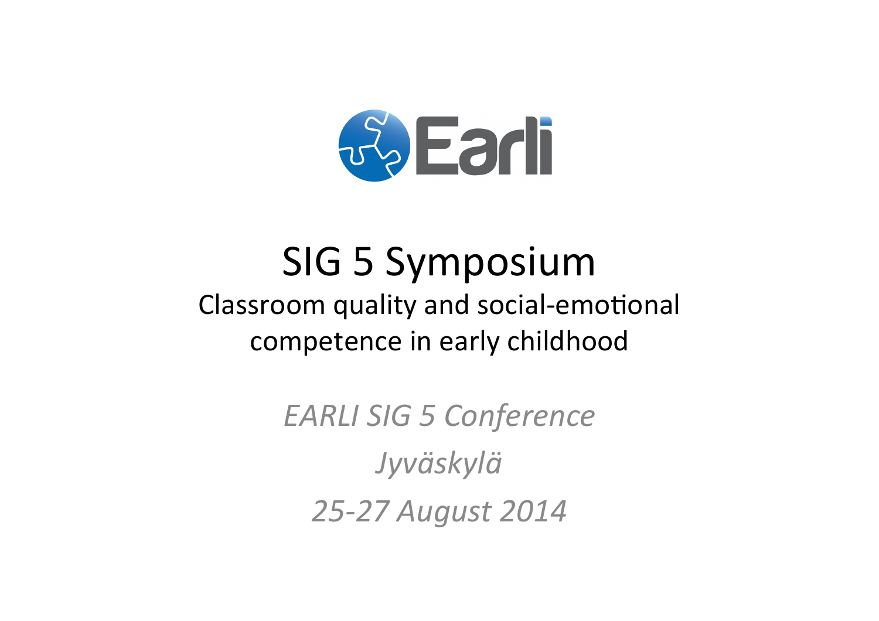Earli

# SIG 5 Symposium

## Classroom quality and social-emotional competence in early childhood

*EARLI SIG 5 Conference*

*Jyväskylä*

*25-27 August 2014*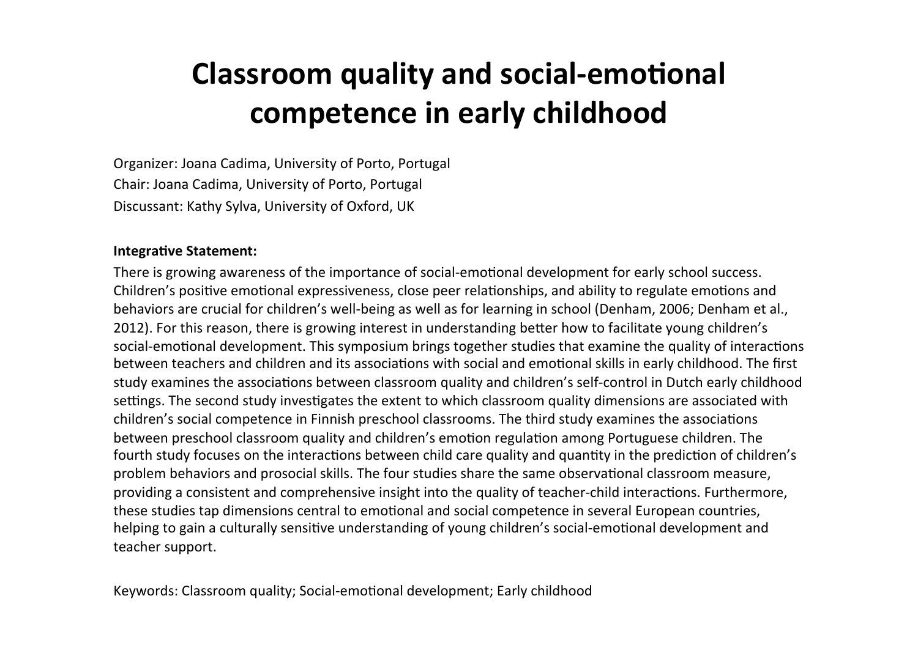# Classroom quality and social-emotional competence in early childhood

Organizer: Joana Cadima, University of Porto, Portugal

Chair: Joana Cadima, University of Porto, Portugal

Discussant: Kathy Sylva, University of Oxford, UK

**Integrative Statement:**

There is growing awareness of the importance of social-emotional development for early school success. Children's positive emotional expressiveness, close peer relationships, and ability to regulate emotions and behaviors are crucial for children's well-being as well as for learning in school (Denham, 2006; Denham et al., 2012). For this reason, there is growing interest in understanding better how to facilitate young children's social-emotional development. This symposium brings together studies that examine the quality of interactions between teachers and children and its associations with social and emotional skills in early childhood. The first study examines the associations between classroom quality and children's self-control in Dutch early childhood settings. The second study investigates the extent to which classroom quality dimensions are associated with children's social competence in Finnish preschool classrooms. The third study examines the associations between preschool classroom quality and children's emotion regulation among Portuguese children. The fourth study focuses on the interactions between child care quality and quantity in the prediction of children's problem behaviors and prosocial skills. The four studies share the same observational classroom measure, providing a consistent and comprehensive insight into the quality of teacher-child interactions. Furthermore, these studies tap dimensions central to emotional and social competence in several European countries, helping to gain a culturally sensitive understanding of young children's social-emotional development and teacher support.

Keywords: Classroom quality; Social-emotional development; Early childhood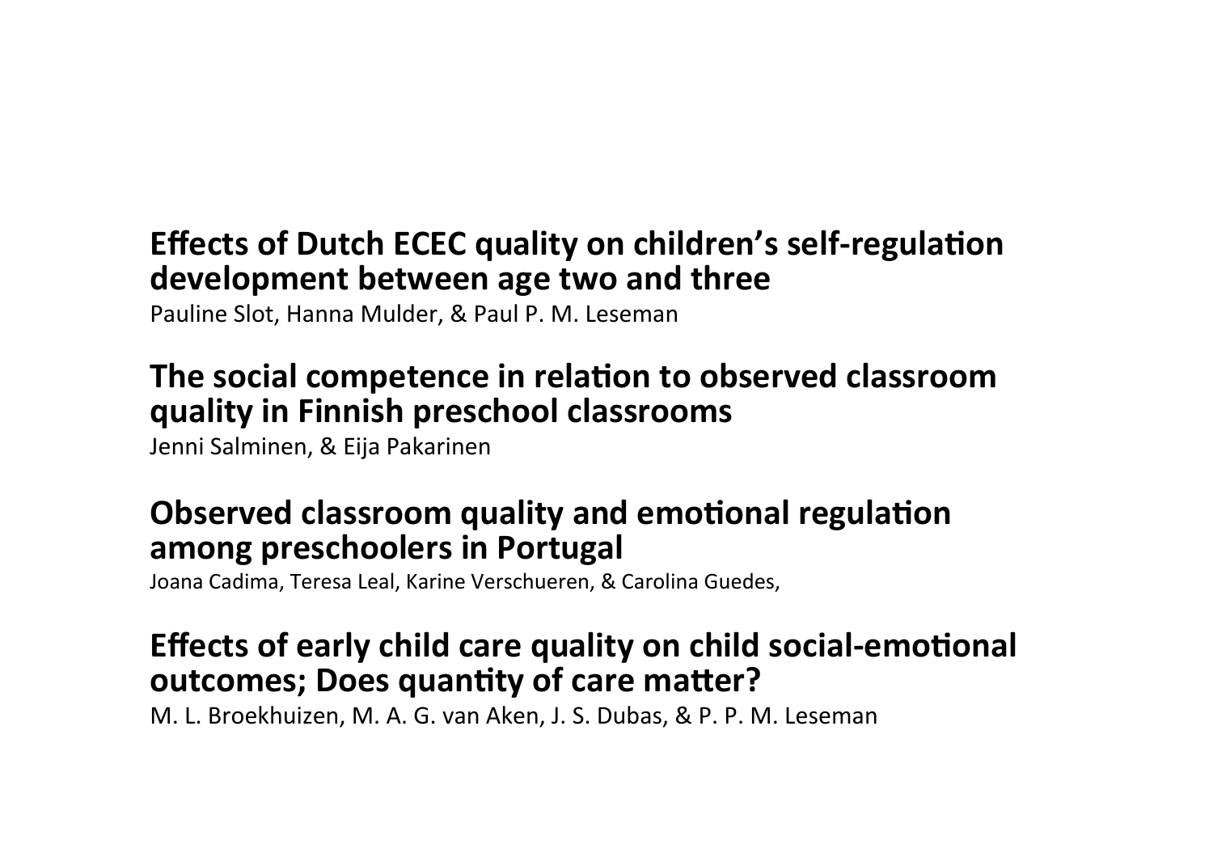**Effects of Dutch ECEC quality on children's self-regulation development between age two and three**

Pauline Slot, Hanna Mulder, & Paul P. M. Leseman

**The social competence in relation to observed classroom quality in Finnish preschool classrooms**

Jenni Salminen, & Eija Pakarinen

**Observed classroom quality and emotional regulation among preschoolers in Portugal**

Joana Cadima, Teresa Leal, Karine Verschueren, & Carolina Guedes,

**Effects of early child care quality on child social-emotional outcomes; Does quantity of care matter?**

M. L. Broekhuizen, M. A. G. van Aken, J. S. Dubas, & P. P. M. Leseman